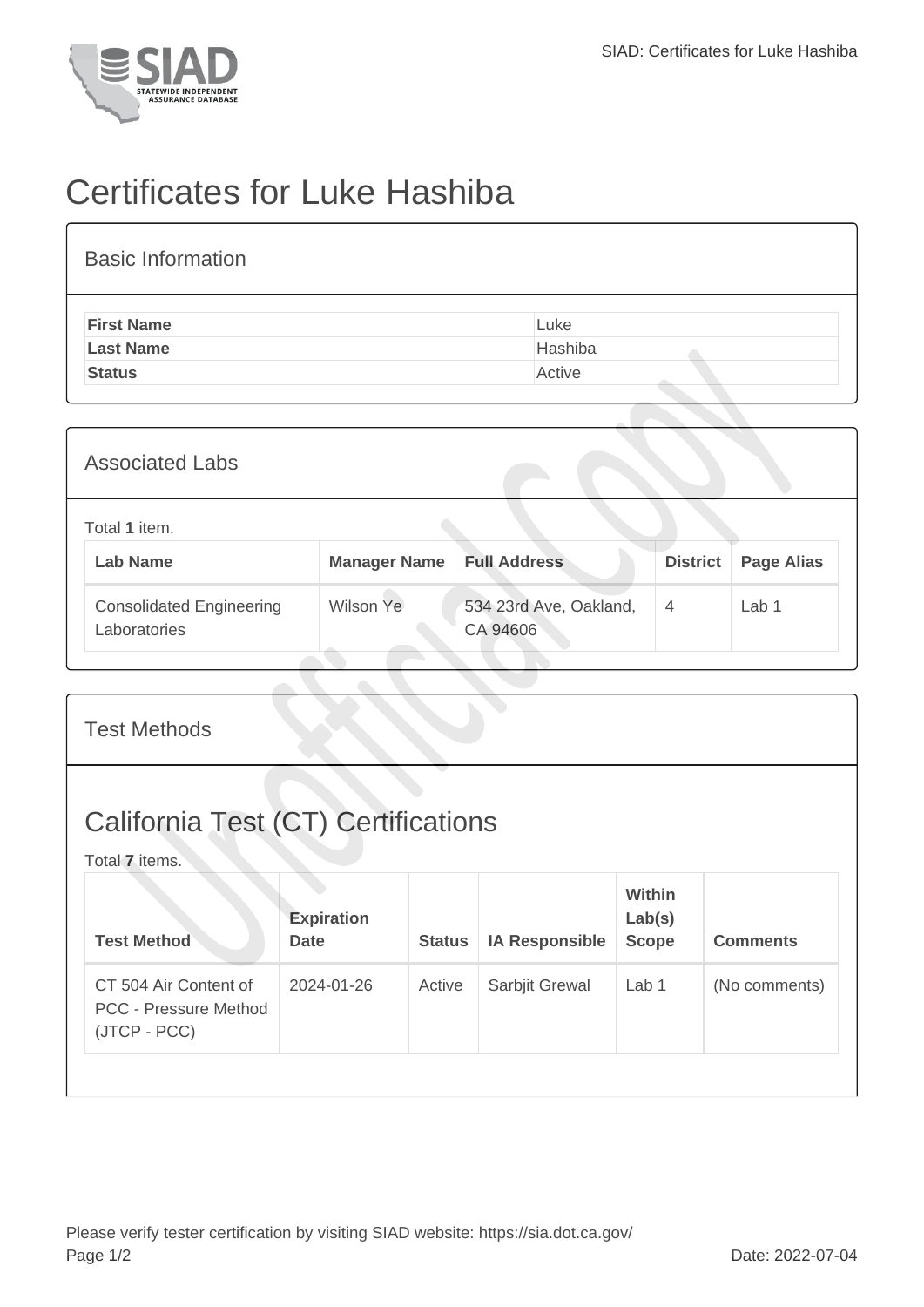# Certificates for Luke Hashiba

## Basic Information

| | |
|---|---|
| **First Name** | Luke |
| **Last Name** | Hashiba |
| **Status** | Active |

## Associated Labs

Total **1** item.

| Lab Name | Manager Name | Full Address | District | Page Alias |
|---|---|---|---|---|
| Consolidated Engineering Laboratories | Wilson Ye | 534 23rd Ave, Oakland, CA 94606 | 4 | Lab 1 |

## Test Methods

## California Test (CT) Certifications

Total **7** items.

| Test Method | Expiration Date | Status | IA Responsible | Within Lab(s) Scope | Comments |
|---|---|---|---|---|---|
| CT 504 Air Content of PCC - Pressure Method (JTCP - PCC) | 2024-01-26 | Active | Sarbjit Grewal | Lab 1 | (No comments) |

Please verify tester certification by visiting SIAD website: https://sia.dot.ca.gov/

Date: 2022-07-04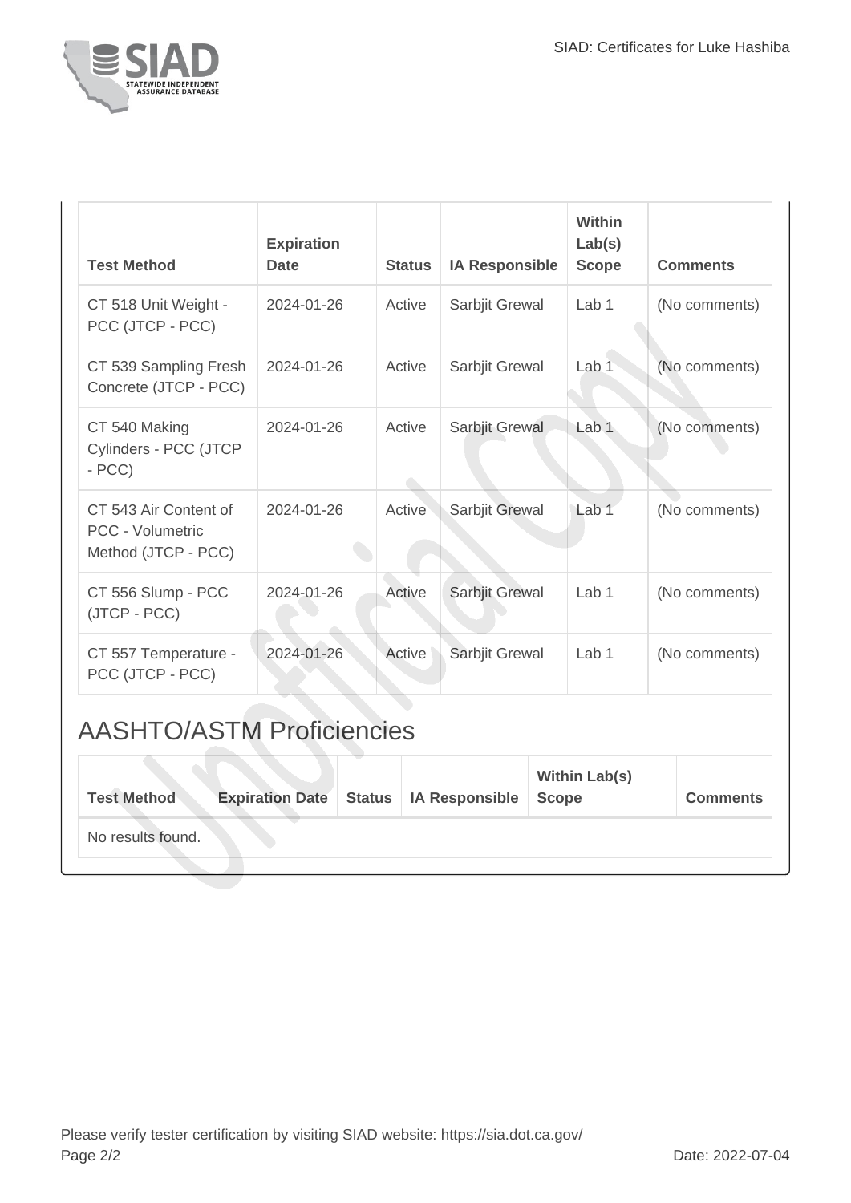| Test Method | Expiration Date | Status | IA Responsible | Within Lab(s) Scope | Comments |
| --- | --- | --- | --- | --- | --- |
| CT 518 Unit Weight - PCC (JTCP - PCC) | 2024-01-26 | Active | Sarbjit Grewal | Lab 1 | (No comments) |
| CT 539 Sampling Fresh Concrete (JTCP - PCC) | 2024-01-26 | Active | Sarbjit Grewal | Lab 1 | (No comments) |
| CT 540 Making Cylinders - PCC (JTCP - PCC) | 2024-01-26 | Active | Sarbjit Grewal | Lab 1 | (No comments) |
| CT 543 Air Content of PCC - Volumetric Method (JTCP - PCC) | 2024-01-26 | Active | Sarbjit Grewal | Lab 1 | (No comments) |
| CT 556 Slump - PCC (JTCP - PCC) | 2024-01-26 | Active | Sarbjit Grewal | Lab 1 | (No comments) |
| CT 557 Temperature - PCC (JTCP - PCC) | 2024-01-26 | Active | Sarbjit Grewal | Lab 1 | (No comments) |

## AASHTO/ASTM Proficiencies

| Test Method | Expiration Date | Status | IA Responsible | Within Lab(s) Scope | Comments |
| --- | --- | --- | --- | --- | --- |
| No results found. | | | | | |

Please verify tester certification by visiting SIAD website: https://sia.dot.ca.gov/

Date: 2022-07-04